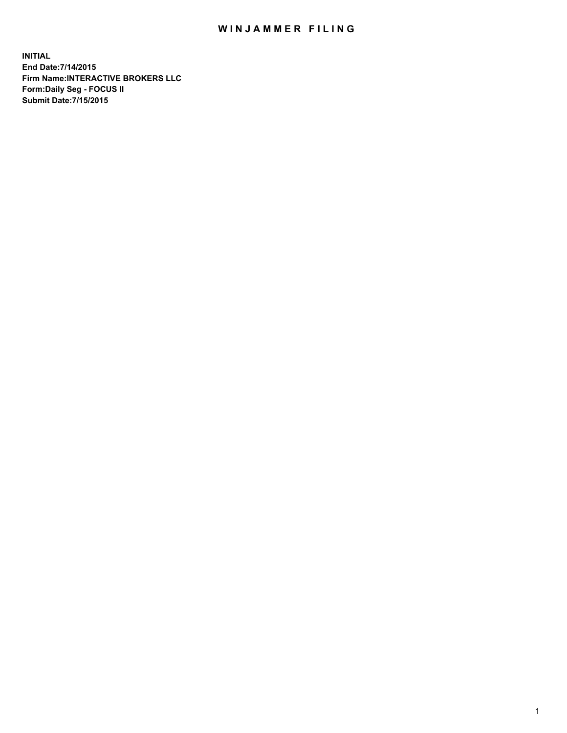# WINJAMMER FILING

**INITIAL**
**End Date:7/14/2015**
**Firm Name:INTERACTIVE BROKERS LLC**
**Form:Daily Seg - FOCUS II**
**Submit Date:7/15/2015**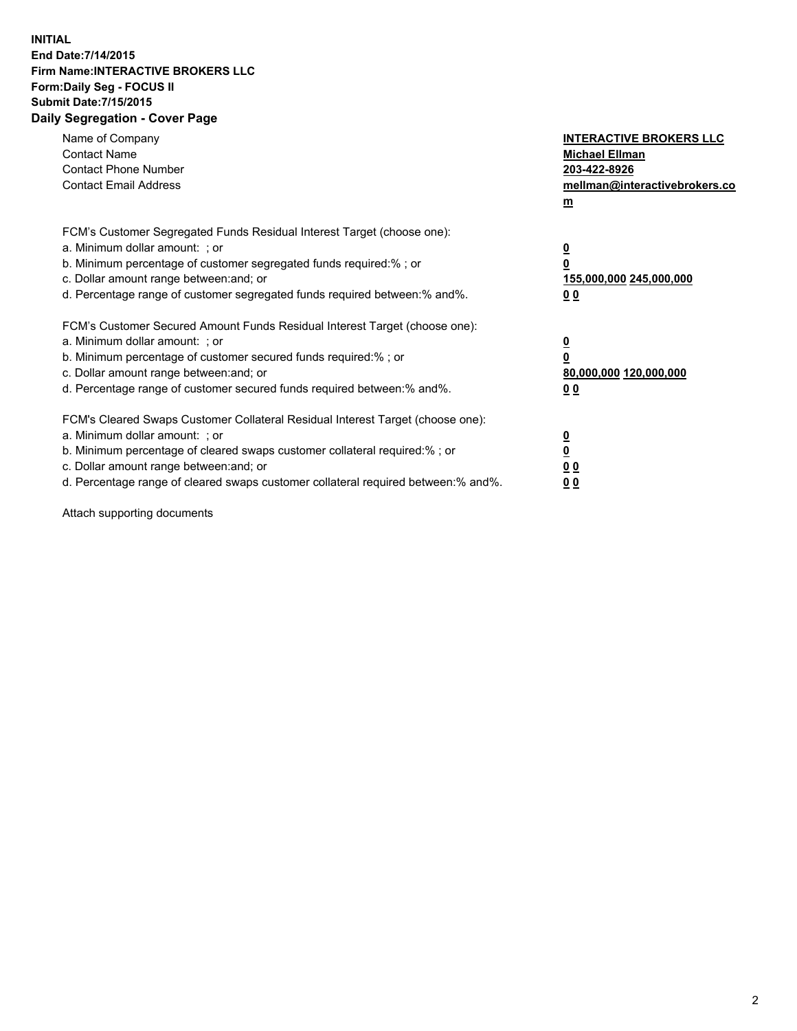**INITIAL**
**End Date:7/14/2015**
**Firm Name:INTERACTIVE BROKERS LLC**
**Form:Daily Seg - FOCUS II**
**Submit Date:7/15/2015**

**Daily Segregation - Cover Page**

| | |
|---|---|
| Name of Company | **INTERACTIVE BROKERS LLC** |
| Contact Name | **Michael Ellman** |
| Contact Phone Number | **203-422-8926** |
| Contact Email Address | **mellman@interactivebrokers.com** |

FCM's Customer Segregated Funds Residual Interest Target (choose one):

| | |
|---|---|
| a. Minimum dollar amount: ; or | **0** |
| b. Minimum percentage of customer segregated funds required:% ; or | **0** |
| c. Dollar amount range between:and; or | **155,000,000 245,000,000** |
| d. Percentage range of customer segregated funds required between:% and%. | **0 0** |

FCM's Customer Secured Amount Funds Residual Interest Target (choose one):

| | |
|---|---|
| a. Minimum dollar amount: ; or | **0** |
| b. Minimum percentage of customer secured funds required:% ; or | **0** |
| c. Dollar amount range between:and; or | **80,000,000 120,000,000** |
| d. Percentage range of customer secured funds required between:% and%. | **0 0** |

FCM's Cleared Swaps Customer Collateral Residual Interest Target (choose one):

| | |
|---|---|
| a. Minimum dollar amount: ; or | **0** |
| b. Minimum percentage of cleared swaps customer collateral required:% ; or | **0** |
| c. Dollar amount range between:and; or | **0 0** |
| d. Percentage range of cleared swaps customer collateral required between:% and%. | **0 0** |

Attach supporting documents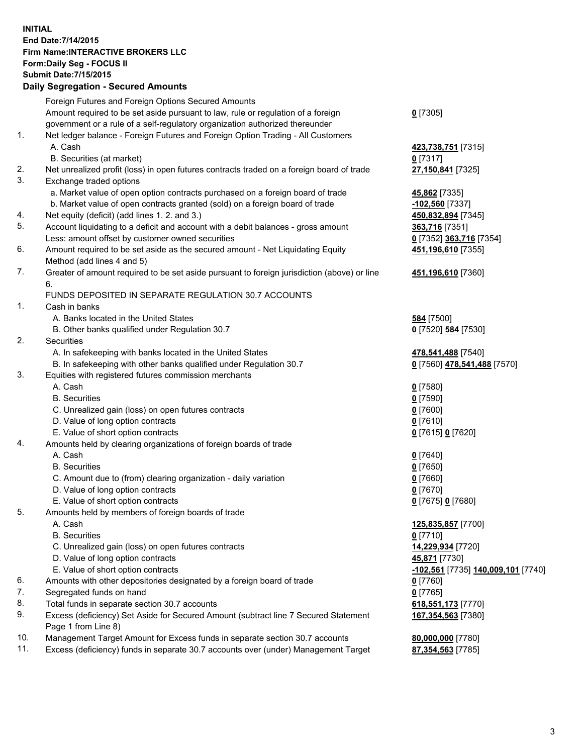**INITIAL**
**End Date:7/14/2015**
**Firm Name:INTERACTIVE BROKERS LLC**
**Form:Daily Seg - FOCUS II**
**Submit Date:7/15/2015**

### Daily Segregation - Secured Amounts

| | | |
|---|---|---|
| | Foreign Futures and Foreign Options Secured Amounts | |
| | Amount required to be set aside pursuant to law, rule or regulation of a foreign government or a rule of a self-regulatory organization authorized thereunder | **0** [7305] |
| 1. | Net ledger balance - Foreign Futures and Foreign Option Trading - All Customers | |
| | A. Cash | **423,738,751** [7315] |
| | B. Securities (at market) | **0** [7317] |
| 2. | Net unrealized profit (loss) in open futures contracts traded on a foreign board of trade | **27,150,841** [7325] |
| 3. | Exchange traded options | |
| | a. Market value of open option contracts purchased on a foreign board of trade | **45,862** [7335] |
| | b. Market value of open contracts granted (sold) on a foreign board of trade | **-102,560** [7337] |
| 4. | Net equity (deficit) (add lines 1. 2. and 3.) | **450,832,894** [7345] |
| 5. | Account liquidating to a deficit and account with a debit balances - gross amount | **363,716** [7351] |
| | Less: amount offset by customer owned securities | **0** [7352] **363,716** [7354] |
| 6. | Amount required to be set aside as the secured amount - Net Liquidating Equity Method (add lines 4 and 5) | **451,196,610** [7355] |
| 7. | Greater of amount required to be set aside pursuant to foreign jurisdiction (above) or line 6. | **451,196,610** [7360] |
| | FUNDS DEPOSITED IN SEPARATE REGULATION 30.7 ACCOUNTS | |
| 1. | Cash in banks | |
| | A. Banks located in the United States | **584** [7500] |
| | B. Other banks qualified under Regulation 30.7 | **0** [7520] **584** [7530] |
| 2. | Securities | |
| | A. In safekeeping with banks located in the United States | **478,541,488** [7540] |
| | B. In safekeeping with other banks qualified under Regulation 30.7 | **0** [7560] **478,541,488** [7570] |
| 3. | Equities with registered futures commission merchants | |
| | A. Cash | **0** [7580] |
| | B. Securities | **0** [7590] |
| | C. Unrealized gain (loss) on open futures contracts | **0** [7600] |
| | D. Value of long option contracts | **0** [7610] |
| | E. Value of short option contracts | **0** [7615] **0** [7620] |
| 4. | Amounts held by clearing organizations of foreign boards of trade | |
| | A. Cash | **0** [7640] |
| | B. Securities | **0** [7650] |
| | C. Amount due to (from) clearing organization - daily variation | **0** [7660] |
| | D. Value of long option contracts | **0** [7670] |
| | E. Value of short option contracts | **0** [7675] **0** [7680] |
| 5. | Amounts held by members of foreign boards of trade | |
| | A. Cash | **125,835,857** [7700] |
| | B. Securities | **0** [7710] |
| | C. Unrealized gain (loss) on open futures contracts | **14,229,934** [7720] |
| | D. Value of long option contracts | **45,871** [7730] |
| | E. Value of short option contracts | **-102,561** [7735] **140,009,101** [7740] |
| 6. | Amounts with other depositories designated by a foreign board of trade | **0** [7760] |
| 7. | Segregated funds on hand | **0** [7765] |
| 8. | Total funds in separate section 30.7 accounts | **618,551,173** [7770] |
| 9. | Excess (deficiency) Set Aside for Secured Amount (subtract line 7 Secured Statement Page 1 from Line 8) | **167,354,563** [7380] |
| 10. | Management Target Amount for Excess funds in separate section 30.7 accounts | **80,000,000** [7780] |
| 11. | Excess (deficiency) funds in separate 30.7 accounts over (under) Management Target | **87,354,563** [7785] |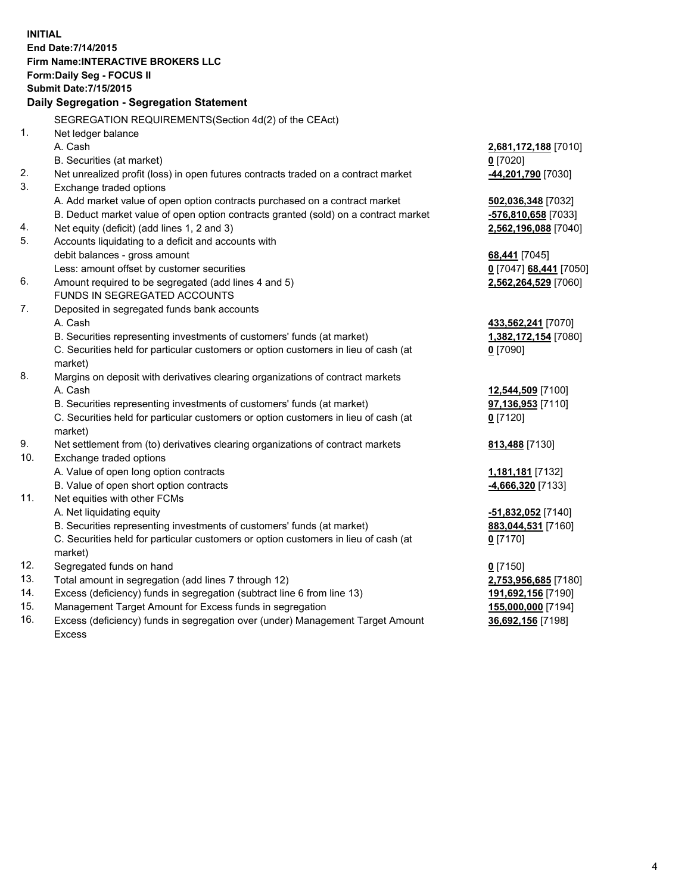**INITIAL**
**End Date:7/14/2015**
**Firm Name:INTERACTIVE BROKERS LLC**
**Form:Daily Seg - FOCUS II**
**Submit Date:7/15/2015**

## Daily Segregation - Segregation Statement

| | | |
|---|---|---|
| | SEGREGATION REQUIREMENTS(Section 4d(2) of the CEAct) | |
| 1. | Net ledger balance | |
| | A. Cash | **2,681,172,188** [7010] |
| | B. Securities (at market) | **0** [7020] |
| 2. | Net unrealized profit (loss) in open futures contracts traded on a contract market | **-44,201,790** [7030] |
| 3. | Exchange traded options | |
| | A. Add market value of open option contracts purchased on a contract market | **502,036,348** [7032] |
| | B. Deduct market value of open option contracts granted (sold) on a contract market | **-576,810,658** [7033] |
| 4. | Net equity (deficit) (add lines 1, 2 and 3) | **2,562,196,088** [7040] |
| 5. | Accounts liquidating to a deficit and accounts with debit balances - gross amount | **68,441** [7045] |
| | Less: amount offset by customer securities | **0** [7047] **68,441** [7050] |
| 6. | Amount required to be segregated (add lines 4 and 5) | **2,562,264,529** [7060] |
| | FUNDS IN SEGREGATED ACCOUNTS | |
| 7. | Deposited in segregated funds bank accounts | |
| | A. Cash | **433,562,241** [7070] |
| | B. Securities representing investments of customers' funds (at market) | **1,382,172,154** [7080] |
| | C. Securities held for particular customers or option customers in lieu of cash (at market) | **0** [7090] |
| 8. | Margins on deposit with derivatives clearing organizations of contract markets | |
| | A. Cash | **12,544,509** [7100] |
| | B. Securities representing investments of customers' funds (at market) | **97,136,953** [7110] |
| | C. Securities held for particular customers or option customers in lieu of cash (at market) | **0** [7120] |
| 9. | Net settlement from (to) derivatives clearing organizations of contract markets | **813,488** [7130] |
| 10. | Exchange traded options | |
| | A. Value of open long option contracts | **1,181,181** [7132] |
| | B. Value of open short option contracts | **-4,666,320** [7133] |
| 11. | Net equities with other FCMs | |
| | A. Net liquidating equity | **-51,832,052** [7140] |
| | B. Securities representing investments of customers' funds (at market) | **883,044,531** [7160] |
| | C. Securities held for particular customers or option customers in lieu of cash (at market) | **0** [7170] |
| 12. | Segregated funds on hand | **0** [7150] |
| 13. | Total amount in segregation (add lines 7 through 12) | **2,753,956,685** [7180] |
| 14. | Excess (deficiency) funds in segregation (subtract line 6 from line 13) | **191,692,156** [7190] |
| 15. | Management Target Amount for Excess funds in segregation | **155,000,000** [7194] |
| 16. | Excess (deficiency) funds in segregation over (under) Management Target Amount Excess | **36,692,156** [7198] |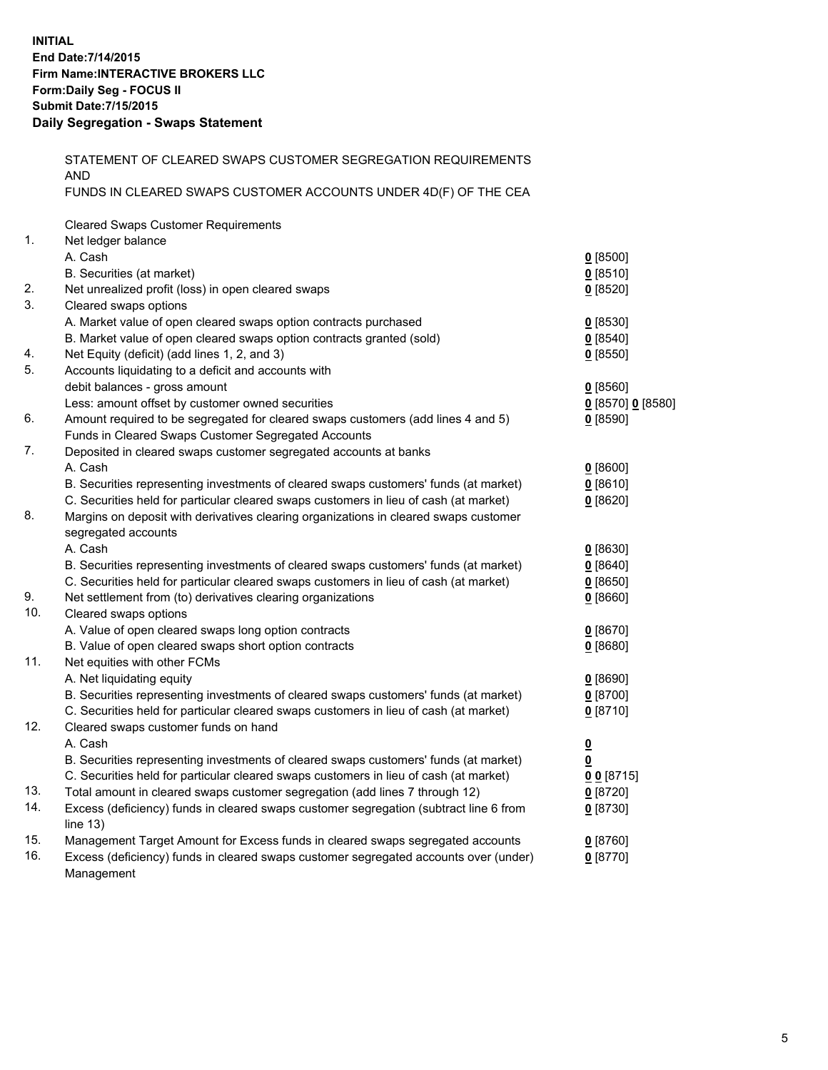**INITIAL**
**End Date:7/14/2015**
**Firm Name:INTERACTIVE BROKERS LLC**
**Form:Daily Seg - FOCUS II**
**Submit Date:7/15/2015**
**Daily Segregation - Swaps Statement**

STATEMENT OF CLEARED SWAPS CUSTOMER SEGREGATION REQUIREMENTS
AND
FUNDS IN CLEARED SWAPS CUSTOMER ACCOUNTS UNDER 4D(F) OF THE CEA

| | | |
|---|---|---|
| | Cleared Swaps Customer Requirements | |
| 1. | Net ledger balance | |
| | A. Cash | 0 [8500] |
| | B. Securities (at market) | 0 [8510] |
| 2. | Net unrealized profit (loss) in open cleared swaps | 0 [8520] |
| 3. | Cleared swaps options | |
| | A. Market value of open cleared swaps option contracts purchased | 0 [8530] |
| | B. Market value of open cleared swaps option contracts granted (sold) | 0 [8540] |
| 4. | Net Equity (deficit) (add lines 1, 2, and 3) | 0 [8550] |
| 5. | Accounts liquidating to a deficit and accounts with | |
| | debit balances - gross amount | 0 [8560] |
| | Less: amount offset by customer owned securities | 0 [8570] 0 [8580] |
| 6. | Amount required to be segregated for cleared swaps customers (add lines 4 and 5) | 0 [8590] |
| | Funds in Cleared Swaps Customer Segregated Accounts | |
| 7. | Deposited in cleared swaps customer segregated accounts at banks | |
| | A. Cash | 0 [8600] |
| | B. Securities representing investments of cleared swaps customers' funds (at market) | 0 [8610] |
| | C. Securities held for particular cleared swaps customers in lieu of cash (at market) | 0 [8620] |
| 8. | Margins on deposit with derivatives clearing organizations in cleared swaps customer segregated accounts | |
| | A. Cash | 0 [8630] |
| | B. Securities representing investments of cleared swaps customers' funds (at market) | 0 [8640] |
| | C. Securities held for particular cleared swaps customers in lieu of cash (at market) | 0 [8650] |
| 9. | Net settlement from (to) derivatives clearing organizations | 0 [8660] |
| 10. | Cleared swaps options | |
| | A. Value of open cleared swaps long option contracts | 0 [8670] |
| | B. Value of open cleared swaps short option contracts | 0 [8680] |
| 11. | Net equities with other FCMs | |
| | A. Net liquidating equity | 0 [8690] |
| | B. Securities representing investments of cleared swaps customers' funds (at market) | 0 [8700] |
| | C. Securities held for particular cleared swaps customers in lieu of cash (at market) | 0 [8710] |
| 12. | Cleared swaps customer funds on hand | |
| | A. Cash | 0 |
| | B. Securities representing investments of cleared swaps customers' funds (at market) | 0 |
| | C. Securities held for particular cleared swaps customers in lieu of cash (at market) | 0 0 [8715] |
| 13. | Total amount in cleared swaps customer segregation (add lines 7 through 12) | 0 [8720] |
| 14. | Excess (deficiency) funds in cleared swaps customer segregation (subtract line 6 from line 13) | 0 [8730] |
| 15. | Management Target Amount for Excess funds in cleared swaps segregated accounts | 0 [8760] |
| 16. | Excess (deficiency) funds in cleared swaps customer segregated accounts over (under) Management | 0 [8770] |